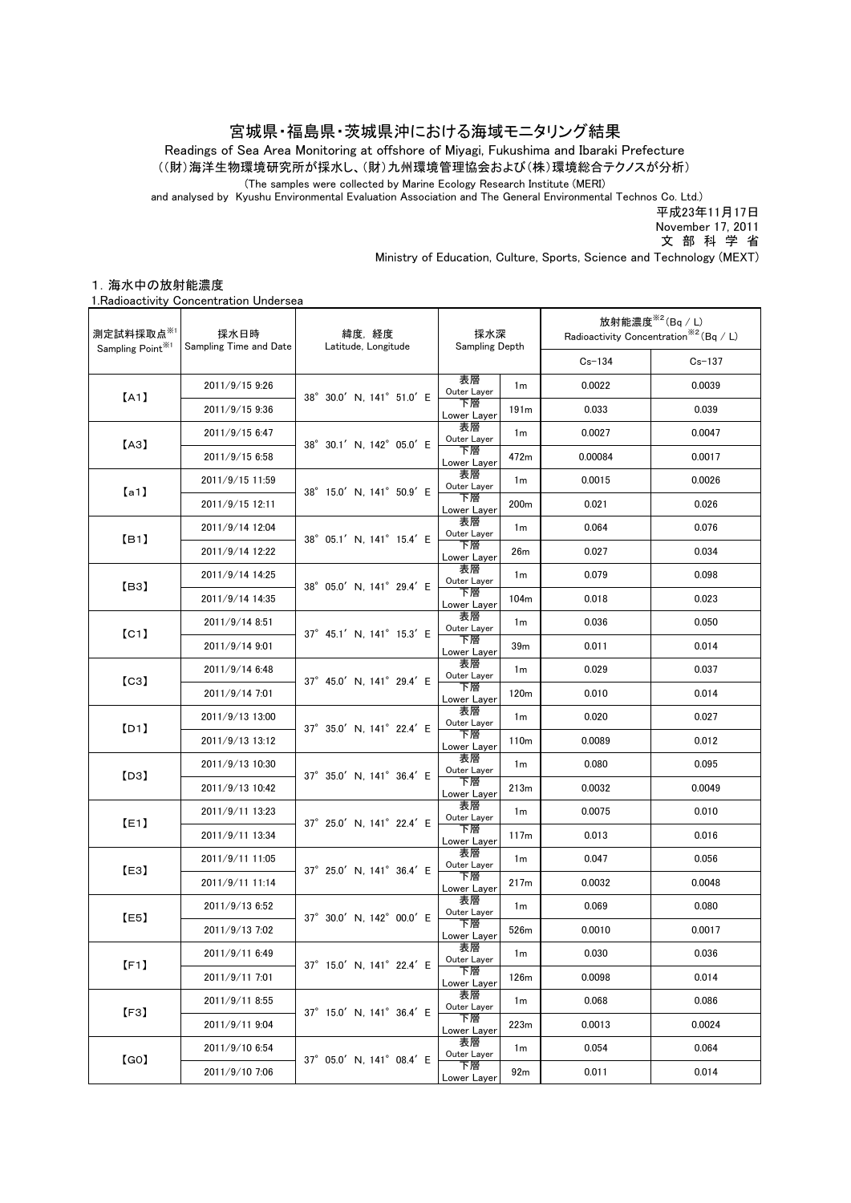# 宮城県・福島県・茨城県沖における海域モニタリング結果

Readings of Sea Area Monitoring at offshore of Miyagi, Fukushima and Ibaraki Prefecture

（(財)海洋生物環境研究所が採水し、(財)九州環境管理協会および(株)環境総合テクノスが分析）

(The samples were collected by Marine Ecology Research Institute (MERI)
and analysed by Kyushu Environmental Evaluation Association and The General Environmental Technos Co. Ltd.)

平成23年11月17日
November 17, 2011
文 部 科 学 省
Ministry of Education, Culture, Sports, Science and Technology (MEXT)

## 1. 海水中の放射能濃度

1.Radioactivity Concentration Undersea

| 測定試料採取点※1 Sampling Point※1 | 採水日時 Sampling Time and Date | 緯度, 経度 Latitude, Longitude | 採水深 Sampling Depth | | 放射能濃度※2(Bq / L) Radioactivity Concentration※2(Bq / L) | |
|---|---|---|---|---|---|---|
| | | | | | Cs-134 | Cs-137 |
| 【A1】 | 2011/9/15 9:26 | 38° 30.0′ N, 141° 51.0′ E | 表層 Outer Layer | 1m | 0.0022 | 0.0039 |
| | 2011/9/15 9:36 | | 下層 Lower Layer | 191m | 0.033 | 0.039 |
| 【A3】 | 2011/9/15 6:47 | 38° 30.1′ N, 142° 05.0′ E | 表層 Outer Layer | 1m | 0.0027 | 0.0047 |
| | 2011/9/15 6:58 | | 下層 Lower Layer | 472m | 0.00084 | 0.0017 |
| 【a1】 | 2011/9/15 11:59 | 38° 15.0′ N, 141° 50.9′ E | 表層 Outer Layer | 1m | 0.0015 | 0.0026 |
| | 2011/9/15 12:11 | | 下層 Lower Layer | 200m | 0.021 | 0.026 |
| 【B1】 | 2011/9/14 12:04 | 38° 05.1′ N, 141° 15.4′ E | 表層 Outer Layer | 1m | 0.064 | 0.076 |
| | 2011/9/14 12:22 | | 下層 Lower Layer | 26m | 0.027 | 0.034 |
| 【B3】 | 2011/9/14 14:25 | 38° 05.0′ N, 141° 29.4′ E | 表層 Outer Layer | 1m | 0.079 | 0.098 |
| | 2011/9/14 14:35 | | 下層 Lower Layer | 104m | 0.018 | 0.023 |
| 【C1】 | 2011/9/14 8:51 | 37° 45.1′ N, 141° 15.3′ E | 表層 Outer Layer | 1m | 0.036 | 0.050 |
| | 2011/9/14 9:01 | | 下層 Lower Layer | 39m | 0.011 | 0.014 |
| 【C3】 | 2011/9/14 6:48 | 37° 45.0′ N, 141° 29.4′ E | 表層 Outer Layer | 1m | 0.029 | 0.037 |
| | 2011/9/14 7:01 | | 下層 Lower Layer | 120m | 0.010 | 0.014 |
| 【D1】 | 2011/9/13 13:00 | 37° 35.0′ N, 141° 22.4′ E | 表層 Outer Layer | 1m | 0.020 | 0.027 |
| | 2011/9/13 13:12 | | 下層 Lower Layer | 110m | 0.0089 | 0.012 |
| 【D3】 | 2011/9/13 10:30 | 37° 35.0′ N, 141° 36.4′ E | 表層 Outer Layer | 1m | 0.080 | 0.095 |
| | 2011/9/13 10:42 | | 下層 Lower Layer | 213m | 0.0032 | 0.0049 |
| 【E1】 | 2011/9/11 13:23 | 37° 25.0′ N, 141° 22.4′ E | 表層 Outer Layer | 1m | 0.0075 | 0.010 |
| | 2011/9/11 13:34 | | 下層 Lower Layer | 117m | 0.013 | 0.016 |
| 【E3】 | 2011/9/11 11:05 | 37° 25.0′ N, 141° 36.4′ E | 表層 Outer Layer | 1m | 0.047 | 0.056 |
| | 2011/9/11 11:14 | | 下層 Lower Layer | 217m | 0.0032 | 0.0048 |
| 【E5】 | 2011/9/13 6:52 | 37° 30.0′ N, 142° 00.0′ E | 表層 Outer Layer | 1m | 0.069 | 0.080 |
| | 2011/9/13 7:02 | | 下層 Lower Layer | 526m | 0.0010 | 0.0017 |
| 【F1】 | 2011/9/11 6:49 | 37° 15.0′ N, 141° 22.4′ E | 表層 Outer Layer | 1m | 0.030 | 0.036 |
| | 2011/9/11 7:01 | | 下層 Lower Layer | 126m | 0.0098 | 0.014 |
| 【F3】 | 2011/9/11 8:55 | 37° 15.0′ N, 141° 36.4′ E | 表層 Outer Layer | 1m | 0.068 | 0.086 |
| | 2011/9/11 9:04 | | 下層 Lower Layer | 223m | 0.0013 | 0.0024 |
| 【G0】 | 2011/9/10 6:54 | 37° 05.0′ N, 141° 08.4′ E | 表層 Outer Layer | 1m | 0.054 | 0.064 |
| | 2011/9/10 7:06 | | 下層 Lower Layer | 92m | 0.011 | 0.014 |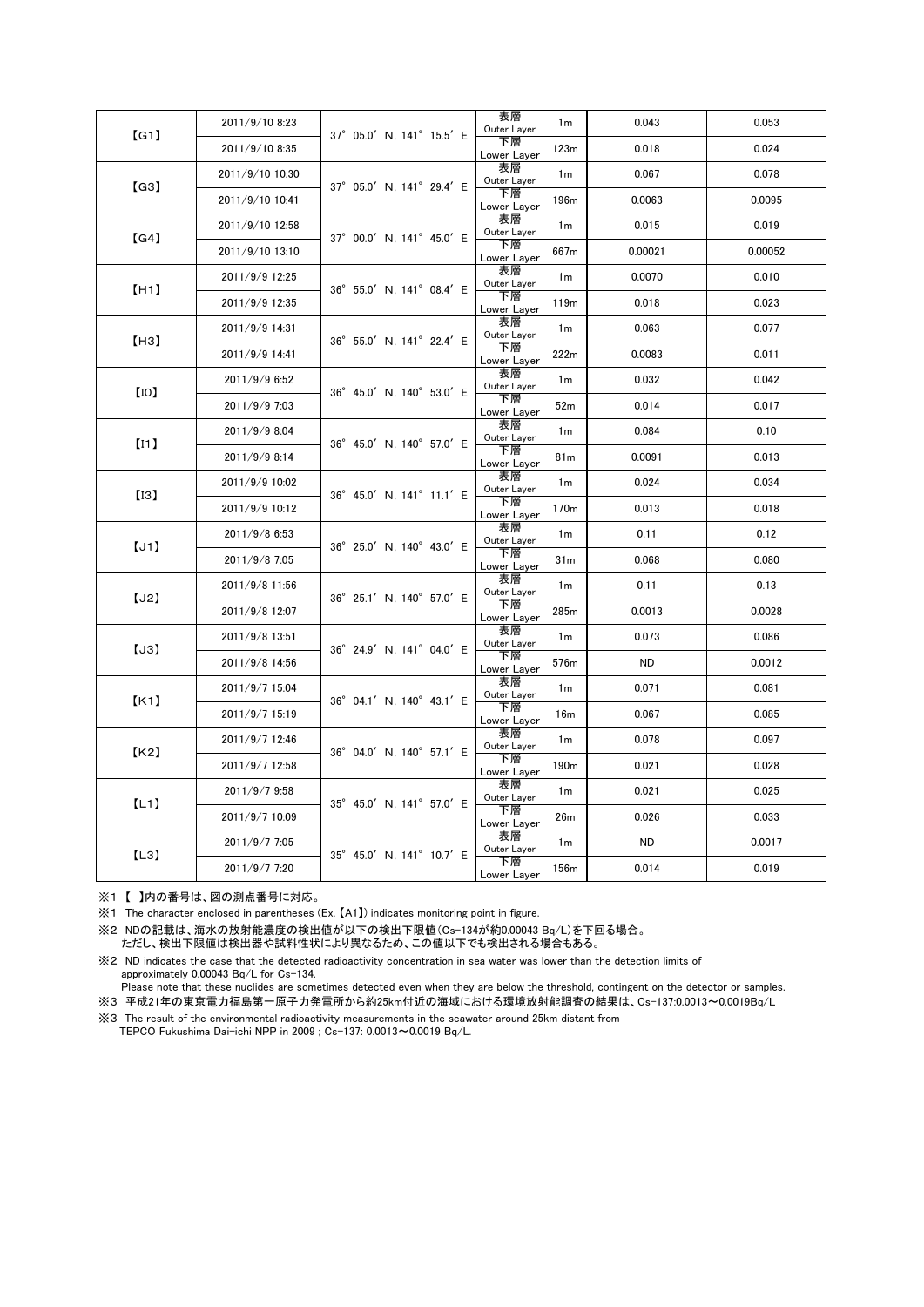| 【G1】 | 2011/9/10 8:23 | 37° 05.0′ N, 141° 15.5′ E | 表層 Outer Layer | 1m | 0.043 | 0.053 |
|---|---|---|---|---|---|---|
| | 2011/9/10 8:35 | | 下層 Lower Layer | 123m | 0.018 | 0.024 |
| 【G3】 | 2011/9/10 10:30 | 37° 05.0′ N, 141° 29.4′ E | 表層 Outer Layer | 1m | 0.067 | 0.078 |
| | 2011/9/10 10:41 | | 下層 Lower Layer | 196m | 0.0063 | 0.0095 |
| 【G4】 | 2011/9/10 12:58 | 37° 00.0′ N, 141° 45.0′ E | 表層 Outer Layer | 1m | 0.015 | 0.019 |
| | 2011/9/10 13:10 | | 下層 Lower Layer | 667m | 0.00021 | 0.00052 |
| 【H1】 | 2011/9/9 12:25 | 36° 55.0′ N, 141° 08.4′ E | 表層 Outer Layer | 1m | 0.0070 | 0.010 |
| | 2011/9/9 12:35 | | 下層 Lower Layer | 119m | 0.018 | 0.023 |
| 【H3】 | 2011/9/9 14:31 | 36° 55.0′ N, 141° 22.4′ E | 表層 Outer Layer | 1m | 0.063 | 0.077 |
| | 2011/9/9 14:41 | | 下層 Lower Layer | 222m | 0.0083 | 0.011 |
| 【I0】 | 2011/9/9 6:52 | 36° 45.0′ N, 140° 53.0′ E | 表層 Outer Layer | 1m | 0.032 | 0.042 |
| | 2011/9/9 7:03 | | 下層 Lower Layer | 52m | 0.014 | 0.017 |
| 【I1】 | 2011/9/9 8:04 | 36° 45.0′ N, 140° 57.0′ E | 表層 Outer Layer | 1m | 0.084 | 0.10 |
| | 2011/9/9 8:14 | | 下層 Lower Layer | 81m | 0.0091 | 0.013 |
| 【I3】 | 2011/9/9 10:02 | 36° 45.0′ N, 141° 11.1′ E | 表層 Outer Layer | 1m | 0.024 | 0.034 |
| | 2011/9/9 10:12 | | 下層 Lower Layer | 170m | 0.013 | 0.018 |
| 【J1】 | 2011/9/8 6:53 | 36° 25.0′ N, 140° 43.0′ E | 表層 Outer Layer | 1m | 0.11 | 0.12 |
| | 2011/9/8 7:05 | | 下層 Lower Layer | 31m | 0.068 | 0.080 |
| 【J2】 | 2011/9/8 11:56 | 36° 25.1′ N, 140° 57.0′ E | 表層 Outer Layer | 1m | 0.11 | 0.13 |
| | 2011/9/8 12:07 | | 下層 Lower Layer | 285m | 0.0013 | 0.0028 |
| 【J3】 | 2011/9/8 13:51 | 36° 24.9′ N, 141° 04.0′ E | 表層 Outer Layer | 1m | 0.073 | 0.086 |
| | 2011/9/8 14:56 | | 下層 Lower Layer | 576m | ND | 0.0012 |
| 【K1】 | 2011/9/7 15:04 | 36° 04.1′ N, 140° 43.1′ E | 表層 Outer Layer | 1m | 0.071 | 0.081 |
| | 2011/9/7 15:19 | | 下層 Lower Layer | 16m | 0.067 | 0.085 |
| 【K2】 | 2011/9/7 12:46 | 36° 04.0′ N, 140° 57.1′ E | 表層 Outer Layer | 1m | 0.078 | 0.097 |
| | 2011/9/7 12:58 | | 下層 Lower Layer | 190m | 0.021 | 0.028 |
| 【L1】 | 2011/9/7 9:58 | 35° 45.0′ N, 141° 57.0′ E | 表層 Outer Layer | 1m | 0.021 | 0.025 |
| | 2011/9/7 10:09 | | 下層 Lower Layer | 26m | 0.026 | 0.033 |
| 【L3】 | 2011/9/7 7:05 | 35° 45.0′ N, 141° 10.7′ E | 表層 Outer Layer | 1m | ND | 0.0017 |
| | 2011/9/7 7:20 | | 下層 Lower Layer | 156m | 0.014 | 0.019 |

※1 【 】内の番号は、図の測点番号に対応。

※1 The character enclosed in parentheses (Ex.【A1】) indicates monitoring point in figure.

※2 NDの記載は、海水の放射能濃度の検出値が以下の検出下限値（Cs-134が約0.00043 Bq/L）を下回る場合。
ただし、検出下限値は検出器や試料性状により異なるため、この値以下でも検出される場合もある。

※2 ND indicates the case that the detected radioactivity concentration in sea water was lower than the detection limits of approximately 0.00043 Bq/L for Cs-134.
Please note that these nuclides are sometimes detected even when they are below the threshold, contingent on the detector or samples.

※3 平成21年の東京電力福島第一原子力発電所から約25km付近の海域における環境放射能調査の結果は、Cs-137:0.0013～0.0019Bq/L

※3 The result of the environmental radioactivity measurements in the seawater around 25km distant from TEPCO Fukushima Dai-ichi NPP in 2009 ; Cs-137: 0.0013～0.0019 Bq/L.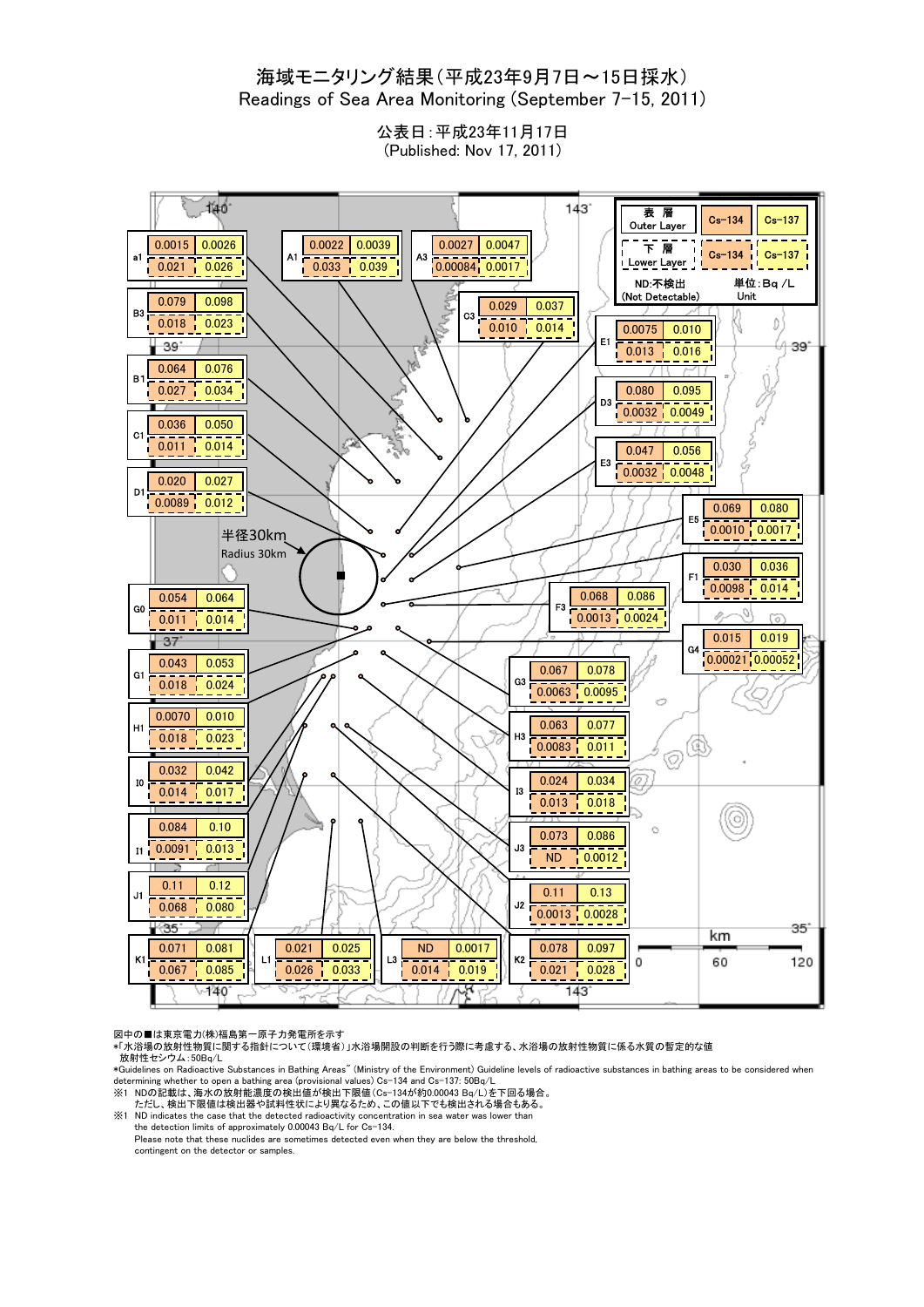# 海域モニタリング結果（平成23年9月7日～15日採水）
Readings of Sea Area Monitoring (September 7-15, 2011)

公表日：平成23年11月17日
(Published: Nov 17, 2011)

表層 Outer Layer / 下層 Lower Layer — Cs-134, Cs-137
ND:不検出 (Not Detectable)
単位：Bq /L Unit

| Point | Layer | Cs-134 | Cs-137 |
|---|---|---|---|
| a1 | 表層 | 0.0015 | 0.0026 |
| a1 | 下層 | 0.021 | 0.026 |
| A1 | 表層 | 0.0022 | 0.0039 |
| A1 | 下層 | 0.033 | 0.039 |
| A3 | 表層 | 0.0027 | 0.0047 |
| A3 | 下層 | 0.00084 | 0.0017 |
| B3 | 表層 | 0.079 | 0.098 |
| B3 | 下層 | 0.018 | 0.023 |
| C3 | 表層 | 0.029 | 0.037 |
| C3 | 下層 | 0.010 | 0.014 |
| E1 | 表層 | 0.0075 | 0.010 |
| E1 | 下層 | 0.013 | 0.016 |
| B1 | 表層 | 0.064 | 0.076 |
| B1 | 下層 | 0.027 | 0.034 |
| D3 | 表層 | 0.080 | 0.095 |
| D3 | 下層 | 0.0032 | 0.0049 |
| C1 | 表層 | 0.036 | 0.050 |
| C1 | 下層 | 0.011 | 0.014 |
| E3 | 表層 | 0.047 | 0.056 |
| E3 | 下層 | 0.0032 | 0.0048 |
| D1 | 表層 | 0.020 | 0.027 |
| D1 | 下層 | 0.0089 | 0.012 |
| E5 | 表層 | 0.069 | 0.080 |
| E5 | 下層 | 0.0010 | 0.0017 |
| F1 | 表層 | 0.030 | 0.036 |
| F1 | 下層 | 0.0098 | 0.014 |
| G0 | 表層 | 0.054 | 0.064 |
| G0 | 下層 | 0.011 | 0.014 |
| F3 | 表層 | 0.068 | 0.086 |
| F3 | 下層 | 0.0013 | 0.0024 |
| G4 | 表層 | 0.015 | 0.019 |
| G4 | 下層 | 0.00021 | 0.00052 |
| G1 | 表層 | 0.043 | 0.053 |
| G1 | 下層 | 0.018 | 0.024 |
| G3 | 表層 | 0.067 | 0.078 |
| G3 | 下層 | 0.0063 | 0.0095 |
| H1 | 表層 | 0.0070 | 0.010 |
| H1 | 下層 | 0.018 | 0.023 |
| H3 | 表層 | 0.063 | 0.077 |
| H3 | 下層 | 0.0083 | 0.011 |
| I0 | 表層 | 0.032 | 0.042 |
| I0 | 下層 | 0.014 | 0.017 |
| I3 | 表層 | 0.024 | 0.034 |
| I3 | 下層 | 0.013 | 0.018 |
| I1 | 表層 | 0.084 | 0.10 |
| I1 | 下層 | 0.0091 | 0.013 |
| J3 | 表層 | 0.073 | 0.086 |
| J3 | 下層 | ND | 0.0012 |
| J1 | 表層 | 0.11 | 0.12 |
| J1 | 下層 | 0.068 | 0.080 |
| J2 | 表層 | 0.11 | 0.13 |
| J2 | 下層 | 0.0013 | 0.0028 |
| K1 | 表層 | 0.071 | 0.081 |
| K1 | 下層 | 0.067 | 0.085 |
| L1 | 表層 | 0.021 | 0.025 |
| L1 | 下層 | 0.026 | 0.033 |
| L3 | 表層 | ND | 0.0017 |
| L3 | 下層 | 0.014 | 0.019 |
| K2 | 表層 | 0.078 | 0.097 |
| K2 | 下層 | 0.021 | 0.028 |

半径30km
Radius 30km

140° 143° 39° 37° 35°

km 0 60 120

図中の■は東京電力(株)福島第一原子力発電所を示す

*「水浴場の放射性物質に関する指針について(環境省)」水浴場開設の判断を行う際に考慮する、水浴場の放射性物質に係る水質の暫定的な値
放射性セシウム：50Bq/L

*Guidelines on Radioactive Substances in Bathing Areas" (Ministry of the Environment) Guideline levels of radioactive substances in bathing areas to be considered when determining whether to open a bathing area (provisional values) Cs-134 and Cs-137: 50Bq/L

※1 NDの記載は、海水の放射能濃度の検出値が検出下限値（Cs-134が約0.00043 Bq/L）を下回る場合。
ただし、検出下限値は検出器や試料性状により異なるため、この値以下でも検出される場合もある。

※1 ND indicates the case that the detected radioactivity concentration in sea water was lower than the detection limits of approximately 0.00043 Bq/L for Cs-134.
Please note that these nuclides are sometimes detected even when they are below the threshold, contingent on the detector or samples.